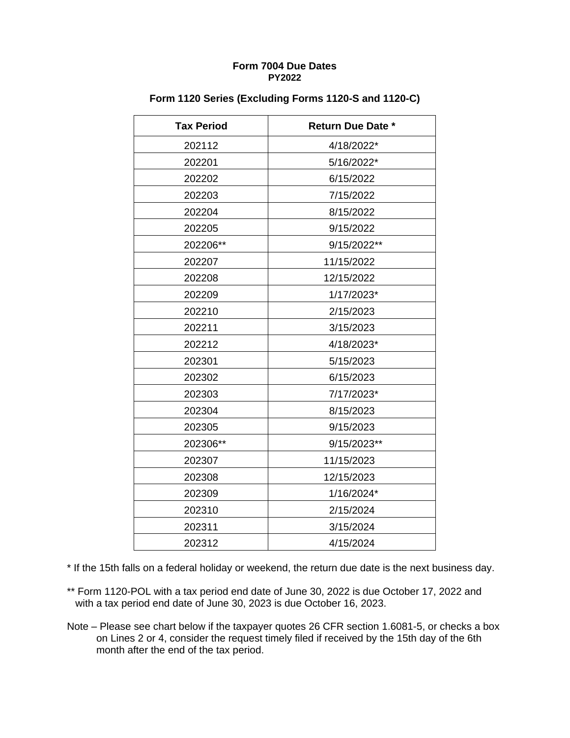# Form 7004 Due Dates
## PY2022

### Form 1120 Series (Excluding Forms 1120-S and 1120-C)

| Tax Period | Return Due Date * |
|---|---|
| 202112 | 4/18/2022* |
| 202201 | 5/16/2022* |
| 202202 | 6/15/2022 |
| 202203 | 7/15/2022 |
| 202204 | 8/15/2022 |
| 202205 | 9/15/2022 |
| 202206** | 9/15/2022** |
| 202207 | 11/15/2022 |
| 202208 | 12/15/2022 |
| 202209 | 1/17/2023* |
| 202210 | 2/15/2023 |
| 202211 | 3/15/2023 |
| 202212 | 4/18/2023* |
| 202301 | 5/15/2023 |
| 202302 | 6/15/2023 |
| 202303 | 7/17/2023* |
| 202304 | 8/15/2023 |
| 202305 | 9/15/2023 |
| 202306** | 9/15/2023** |
| 202307 | 11/15/2023 |
| 202308 | 12/15/2023 |
| 202309 | 1/16/2024* |
| 202310 | 2/15/2024 |
| 202311 | 3/15/2024 |
| 202312 | 4/15/2024 |

* If the 15th falls on a federal holiday or weekend, the return due date is the next business day.

** Form 1120-POL with a tax period end date of June 30, 2022 is due October 17, 2022 and with a tax period end date of June 30, 2023 is due October 16, 2023.

Note – Please see chart below if the taxpayer quotes 26 CFR section 1.6081-5, or checks a box on Lines 2 or 4, consider the request timely filed if received by the 15th day of the 6th month after the end of the tax period.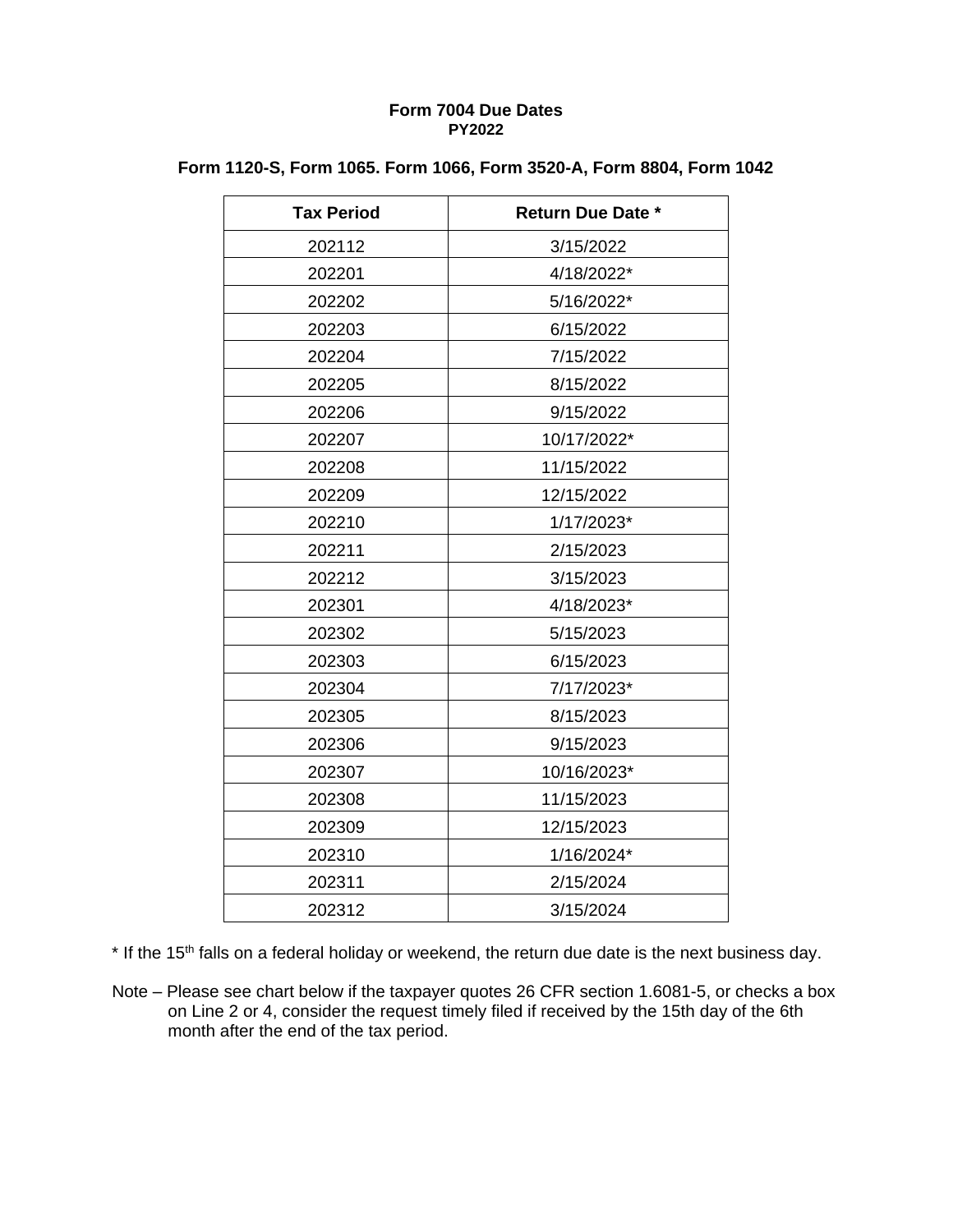## Form 7004 Due Dates

### PY2022

### Form 1120-S, Form 1065. Form 1066, Form 3520-A, Form 8804, Form 1042

| Tax Period | Return Due Date * |
|---|---|
| 202112 | 3/15/2022 |
| 202201 | 4/18/2022* |
| 202202 | 5/16/2022* |
| 202203 | 6/15/2022 |
| 202204 | 7/15/2022 |
| 202205 | 8/15/2022 |
| 202206 | 9/15/2022 |
| 202207 | 10/17/2022* |
| 202208 | 11/15/2022 |
| 202209 | 12/15/2022 |
| 202210 | 1/17/2023* |
| 202211 | 2/15/2023 |
| 202212 | 3/15/2023 |
| 202301 | 4/18/2023* |
| 202302 | 5/15/2023 |
| 202303 | 6/15/2023 |
| 202304 | 7/17/2023* |
| 202305 | 8/15/2023 |
| 202306 | 9/15/2023 |
| 202307 | 10/16/2023* |
| 202308 | 11/15/2023 |
| 202309 | 12/15/2023 |
| 202310 | 1/16/2024* |
| 202311 | 2/15/2024 |
| 202312 | 3/15/2024 |

* If the 15th falls on a federal holiday or weekend, the return due date is the next business day.

Note – Please see chart below if the taxpayer quotes 26 CFR section 1.6081-5, or checks a box on Line 2 or 4, consider the request timely filed if received by the 15th day of the 6th month after the end of the tax period.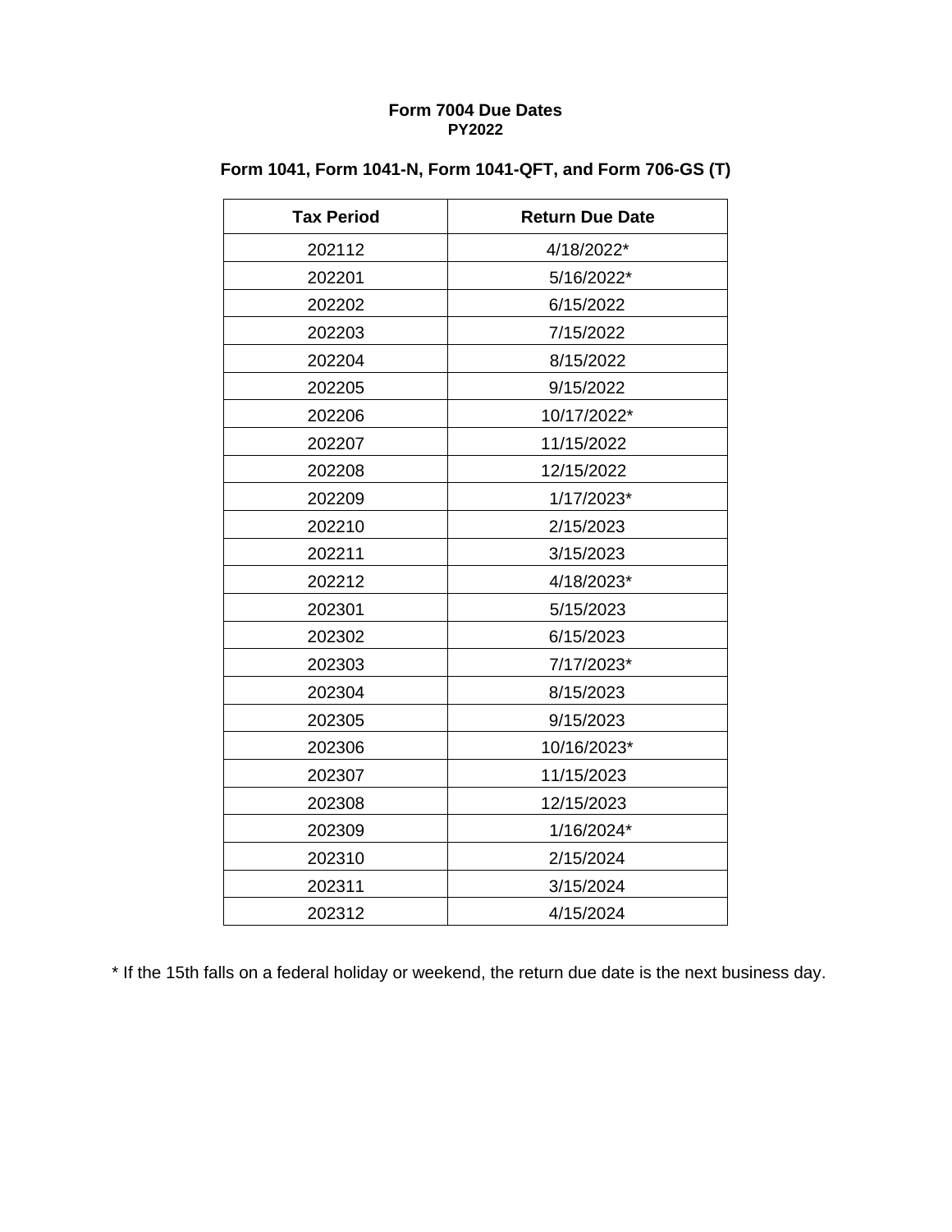**Form 7004 Due Dates**
**PY2022**

**Form 1041, Form 1041-N, Form 1041-QFT, and Form 706-GS (T)**

| Tax Period | Return Due Date |
|---|---|
| 202112 | 4/18/2022* |
| 202201 | 5/16/2022* |
| 202202 | 6/15/2022 |
| 202203 | 7/15/2022 |
| 202204 | 8/15/2022 |
| 202205 | 9/15/2022 |
| 202206 | 10/17/2022* |
| 202207 | 11/15/2022 |
| 202208 | 12/15/2022 |
| 202209 | 1/17/2023* |
| 202210 | 2/15/2023 |
| 202211 | 3/15/2023 |
| 202212 | 4/18/2023* |
| 202301 | 5/15/2023 |
| 202302 | 6/15/2023 |
| 202303 | 7/17/2023* |
| 202304 | 8/15/2023 |
| 202305 | 9/15/2023 |
| 202306 | 10/16/2023* |
| 202307 | 11/15/2023 |
| 202308 | 12/15/2023 |
| 202309 | 1/16/2024* |
| 202310 | 2/15/2024 |
| 202311 | 3/15/2024 |
| 202312 | 4/15/2024 |

* If the 15th falls on a federal holiday or weekend, the return due date is the next business day.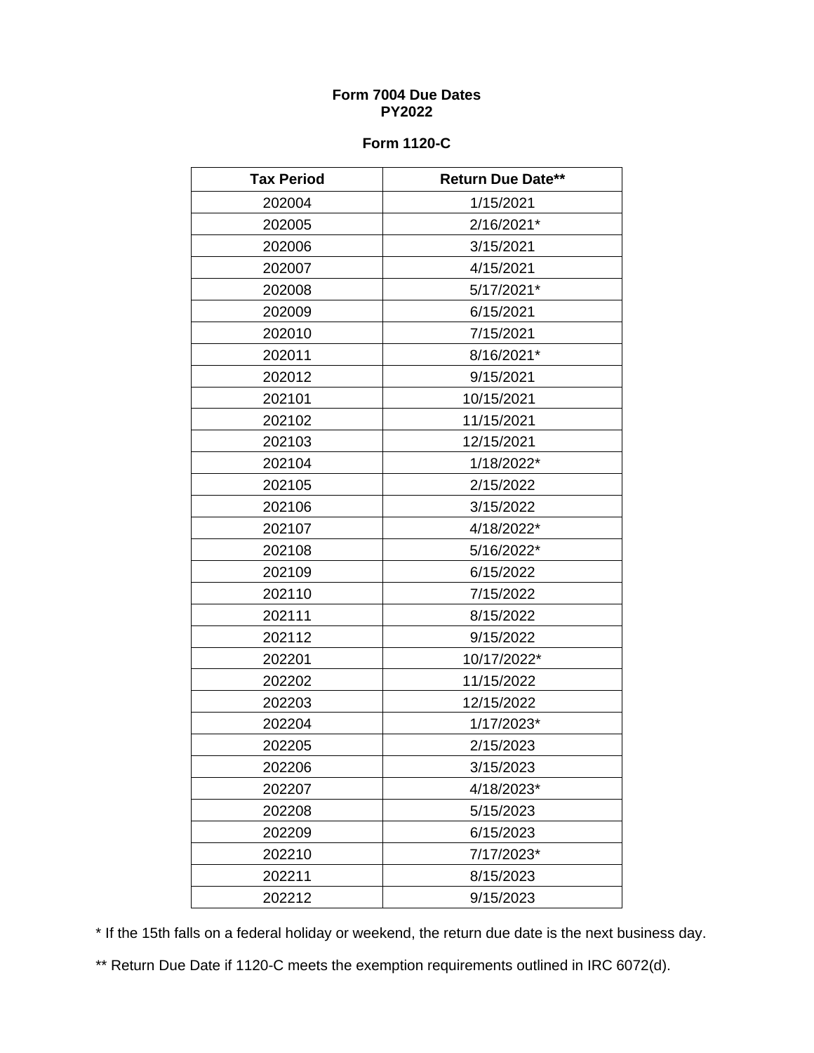# Form 7004 Due Dates
# PY2022

## Form 1120-C

| Tax Period | Return Due Date** |
| --- | --- |
| 202004 | 1/15/2021 |
| 202005 | 2/16/2021* |
| 202006 | 3/15/2021 |
| 202007 | 4/15/2021 |
| 202008 | 5/17/2021* |
| 202009 | 6/15/2021 |
| 202010 | 7/15/2021 |
| 202011 | 8/16/2021* |
| 202012 | 9/15/2021 |
| 202101 | 10/15/2021 |
| 202102 | 11/15/2021 |
| 202103 | 12/15/2021 |
| 202104 | 1/18/2022* |
| 202105 | 2/15/2022 |
| 202106 | 3/15/2022 |
| 202107 | 4/18/2022* |
| 202108 | 5/16/2022* |
| 202109 | 6/15/2022 |
| 202110 | 7/15/2022 |
| 202111 | 8/15/2022 |
| 202112 | 9/15/2022 |
| 202201 | 10/17/2022* |
| 202202 | 11/15/2022 |
| 202203 | 12/15/2022 |
| 202204 | 1/17/2023* |
| 202205 | 2/15/2023 |
| 202206 | 3/15/2023 |
| 202207 | 4/18/2023* |
| 202208 | 5/15/2023 |
| 202209 | 6/15/2023 |
| 202210 | 7/17/2023* |
| 202211 | 8/15/2023 |
| 202212 | 9/15/2023 |

* If the 15th falls on a federal holiday or weekend, the return due date is the next business day.

** Return Due Date if 1120-C meets the exemption requirements outlined in IRC 6072(d).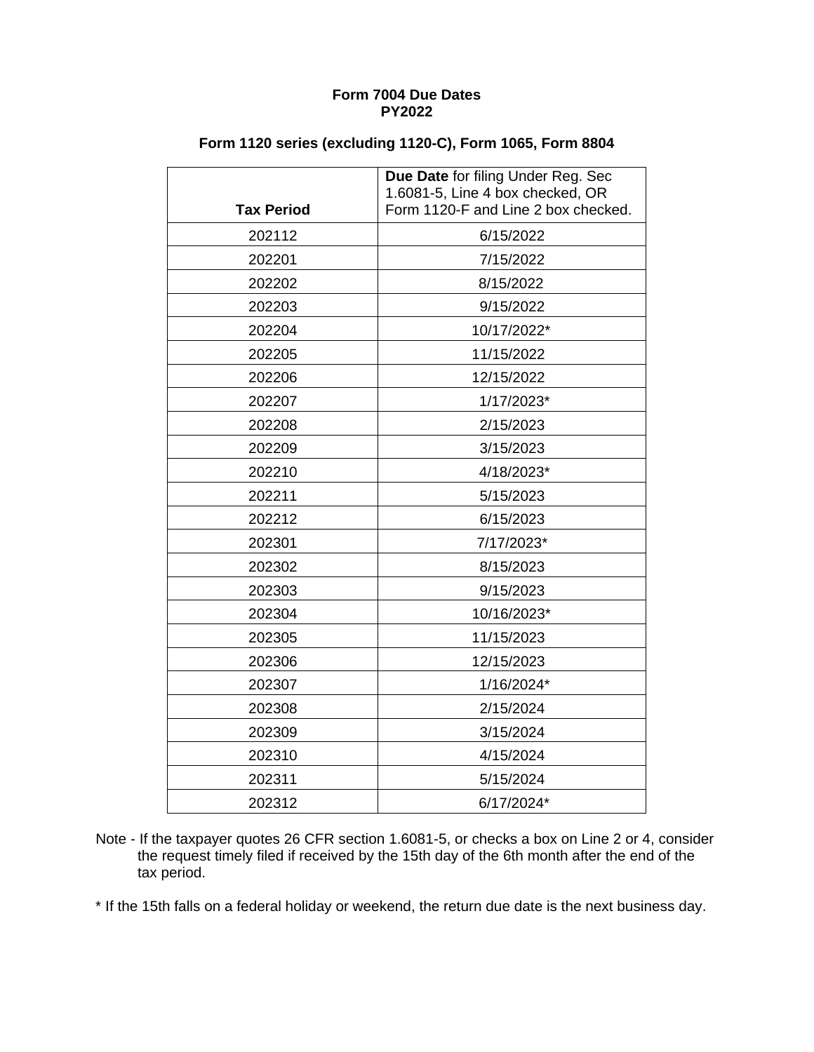**Form 7004 Due Dates**
**PY2022**

**Form 1120 series (excluding 1120-C), Form 1065, Form 8804**

| **Tax Period** | **Due Date** for filing Under Reg. Sec 1.6081-5, Line 4 box checked, OR Form 1120-F and Line 2 box checked. |
|---|---|
| 202112 | 6/15/2022 |
| 202201 | 7/15/2022 |
| 202202 | 8/15/2022 |
| 202203 | 9/15/2022 |
| 202204 | 10/17/2022* |
| 202205 | 11/15/2022 |
| 202206 | 12/15/2022 |
| 202207 | 1/17/2023* |
| 202208 | 2/15/2023 |
| 202209 | 3/15/2023 |
| 202210 | 4/18/2023* |
| 202211 | 5/15/2023 |
| 202212 | 6/15/2023 |
| 202301 | 7/17/2023* |
| 202302 | 8/15/2023 |
| 202303 | 9/15/2023 |
| 202304 | 10/16/2023* |
| 202305 | 11/15/2023 |
| 202306 | 12/15/2023 |
| 202307 | 1/16/2024* |
| 202308 | 2/15/2024 |
| 202309 | 3/15/2024 |
| 202310 | 4/15/2024 |
| 202311 | 5/15/2024 |
| 202312 | 6/17/2024* |

Note - If the taxpayer quotes 26 CFR section 1.6081-5, or checks a box on Line 2 or 4, consider the request timely filed if received by the 15th day of the 6th month after the end of the tax period.

* If the 15th falls on a federal holiday or weekend, the return due date is the next business day.